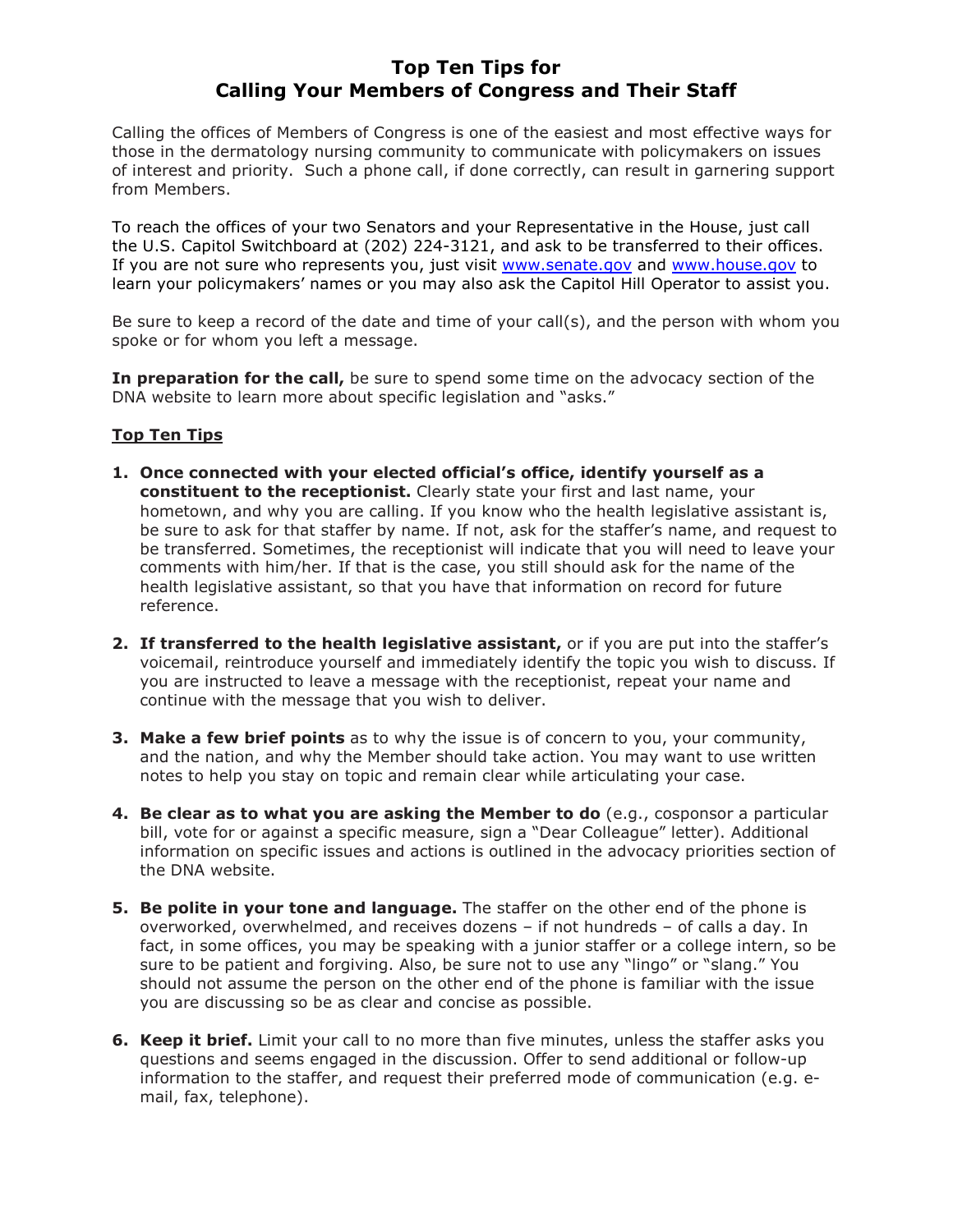# Top Ten Tips for Calling Your Members of Congress and Their Staff

Calling the offices of Members of Congress is one of the easiest and most effective ways for those in the dermatology nursing community to communicate with policymakers on issues of interest and priority. Such a phone call, if done correctly, can result in garnering support from Members.

To reach the offices of your two Senators and your Representative in the House, just call the U.S. Capitol Switchboard at (202) 224-3121, and ask to be transferred to their offices. If you are not sure who represents you, just visit www.senate.gov and www.house.gov to learn your policymakers' names or you may also ask the Capitol Hill Operator to assist you.

Be sure to keep a record of the date and time of your call(s), and the person with whom you spoke or for whom you left a message.

**In preparation for the call,** be sure to spend some time on the advocacy section of the DNA website to learn more about specific legislation and "asks."

## Top Ten Tips

1. **Once connected with your elected official's office, identify yourself as a constituent to the receptionist.** Clearly state your first and last name, your hometown, and why you are calling. If you know who the health legislative assistant is, be sure to ask for that staffer by name. If not, ask for the staffer's name, and request to be transferred. Sometimes, the receptionist will indicate that you will need to leave your comments with him/her. If that is the case, you still should ask for the name of the health legislative assistant, so that you have that information on record for future reference.

2. **If transferred to the health legislative assistant,** or if you are put into the staffer's voicemail, reintroduce yourself and immediately identify the topic you wish to discuss. If you are instructed to leave a message with the receptionist, repeat your name and continue with the message that you wish to deliver.

3. **Make a few brief points** as to why the issue is of concern to you, your community, and the nation, and why the Member should take action. You may want to use written notes to help you stay on topic and remain clear while articulating your case.

4. **Be clear as to what you are asking the Member to do** (e.g., cosponsor a particular bill, vote for or against a specific measure, sign a "Dear Colleague" letter). Additional information on specific issues and actions is outlined in the advocacy priorities section of the DNA website.

5. **Be polite in your tone and language.** The staffer on the other end of the phone is overworked, overwhelmed, and receives dozens – if not hundreds – of calls a day. In fact, in some offices, you may be speaking with a junior staffer or a college intern, so be sure to be patient and forgiving. Also, be sure not to use any "lingo" or "slang." You should not assume the person on the other end of the phone is familiar with the issue you are discussing so be as clear and concise as possible.

6. **Keep it brief.** Limit your call to no more than five minutes, unless the staffer asks you questions and seems engaged in the discussion. Offer to send additional or follow-up information to the staffer, and request their preferred mode of communication (e.g. e-mail, fax, telephone).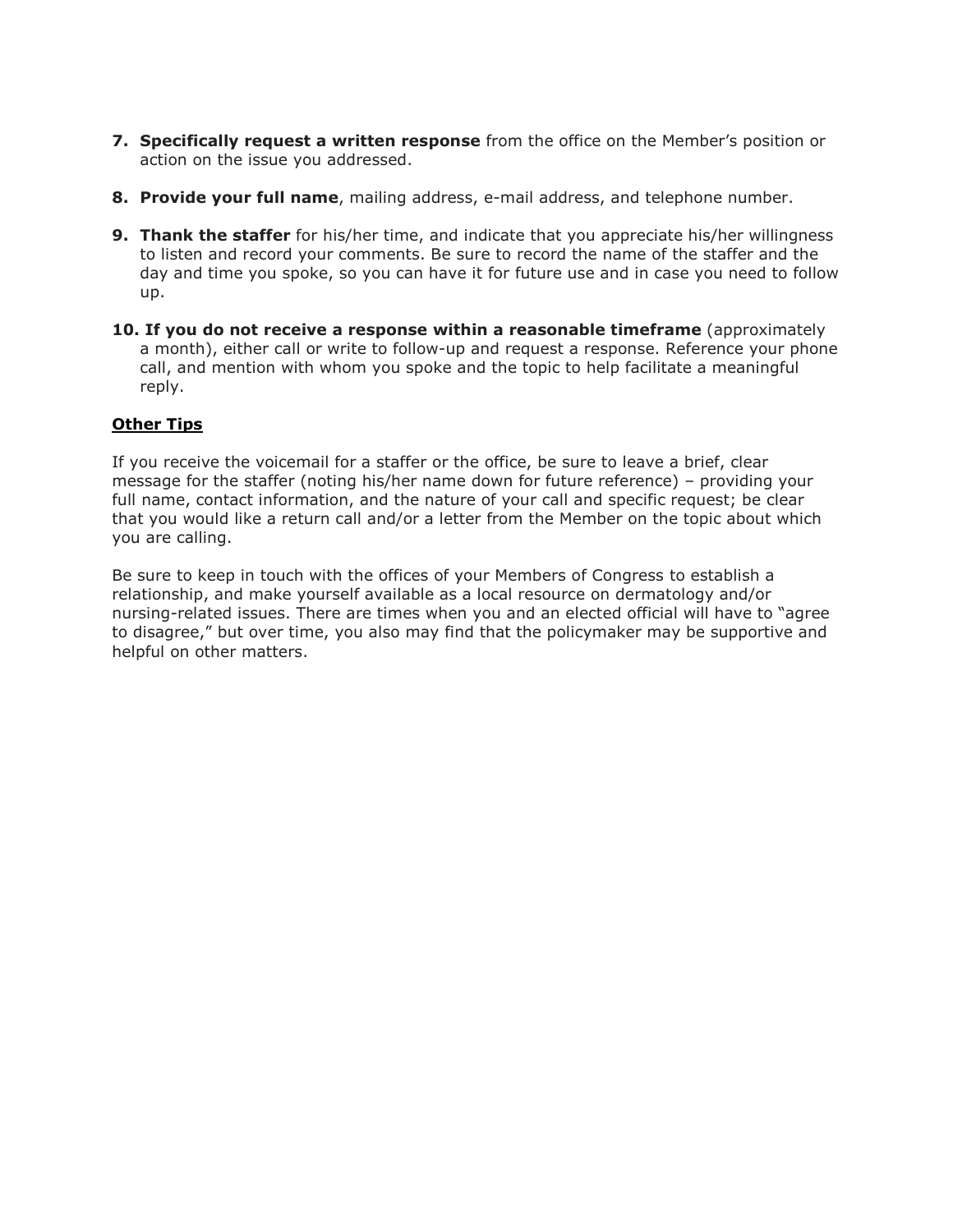7. **Specifically request a written response** from the office on the Member's position or action on the issue you addressed.

8. **Provide your full name**, mailing address, e-mail address, and telephone number.

9. **Thank the staffer** for his/her time, and indicate that you appreciate his/her willingness to listen and record your comments. Be sure to record the name of the staffer and the day and time you spoke, so you can have it for future use and in case you need to follow up.

10. **If you do not receive a response within a reasonable timeframe** (approximately a month), either call or write to follow-up and request a response. Reference your phone call, and mention with whom you spoke and the topic to help facilitate a meaningful reply.

**Other Tips**

If you receive the voicemail for a staffer or the office, be sure to leave a brief, clear message for the staffer (noting his/her name down for future reference) – providing your full name, contact information, and the nature of your call and specific request; be clear that you would like a return call and/or a letter from the Member on the topic about which you are calling.

Be sure to keep in touch with the offices of your Members of Congress to establish a relationship, and make yourself available as a local resource on dermatology and/or nursing-related issues. There are times when you and an elected official will have to "agree to disagree," but over time, you also may find that the policymaker may be supportive and helpful on other matters.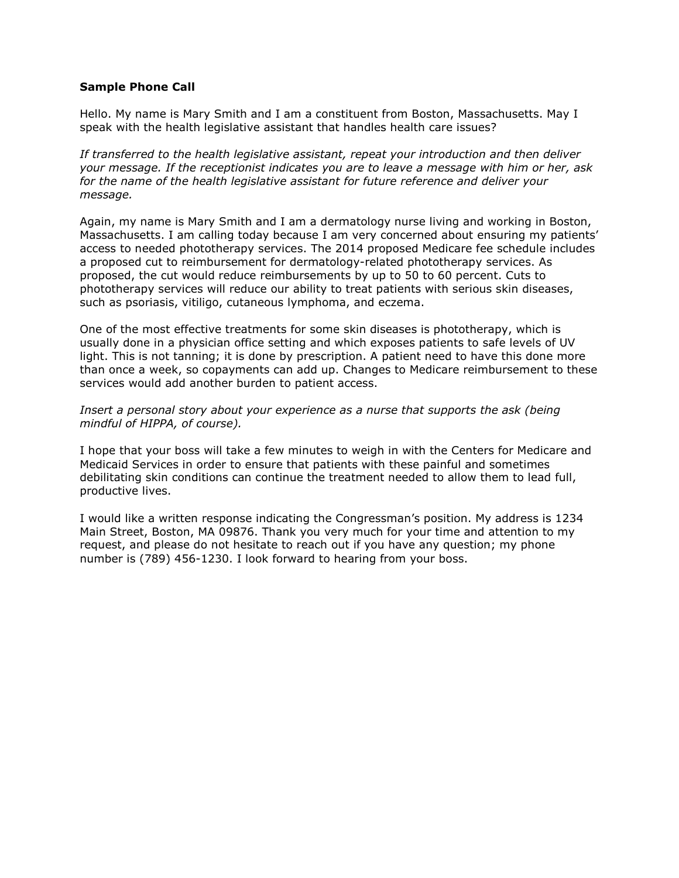**Sample Phone Call**

Hello. My name is Mary Smith and I am a constituent from Boston, Massachusetts. May I speak with the health legislative assistant that handles health care issues?

*If transferred to the health legislative assistant, repeat your introduction and then deliver your message. If the receptionist indicates you are to leave a message with him or her, ask for the name of the health legislative assistant for future reference and deliver your message.*

Again, my name is Mary Smith and I am a dermatology nurse living and working in Boston, Massachusetts. I am calling today because I am very concerned about ensuring my patients' access to needed phototherapy services. The 2014 proposed Medicare fee schedule includes a proposed cut to reimbursement for dermatology-related phototherapy services. As proposed, the cut would reduce reimbursements by up to 50 to 60 percent. Cuts to phototherapy services will reduce our ability to treat patients with serious skin diseases, such as psoriasis, vitiligo, cutaneous lymphoma, and eczema.

One of the most effective treatments for some skin diseases is phototherapy, which is usually done in a physician office setting and which exposes patients to safe levels of UV light. This is not tanning; it is done by prescription. A patient need to have this done more than once a week, so copayments can add up. Changes to Medicare reimbursement to these services would add another burden to patient access.

*Insert a personal story about your experience as a nurse that supports the ask (being mindful of HIPPA, of course).*

I hope that your boss will take a few minutes to weigh in with the Centers for Medicare and Medicaid Services in order to ensure that patients with these painful and sometimes debilitating skin conditions can continue the treatment needed to allow them to lead full, productive lives.

I would like a written response indicating the Congressman's position. My address is 1234 Main Street, Boston, MA 09876. Thank you very much for your time and attention to my request, and please do not hesitate to reach out if you have any question; my phone number is (789) 456-1230. I look forward to hearing from your boss.